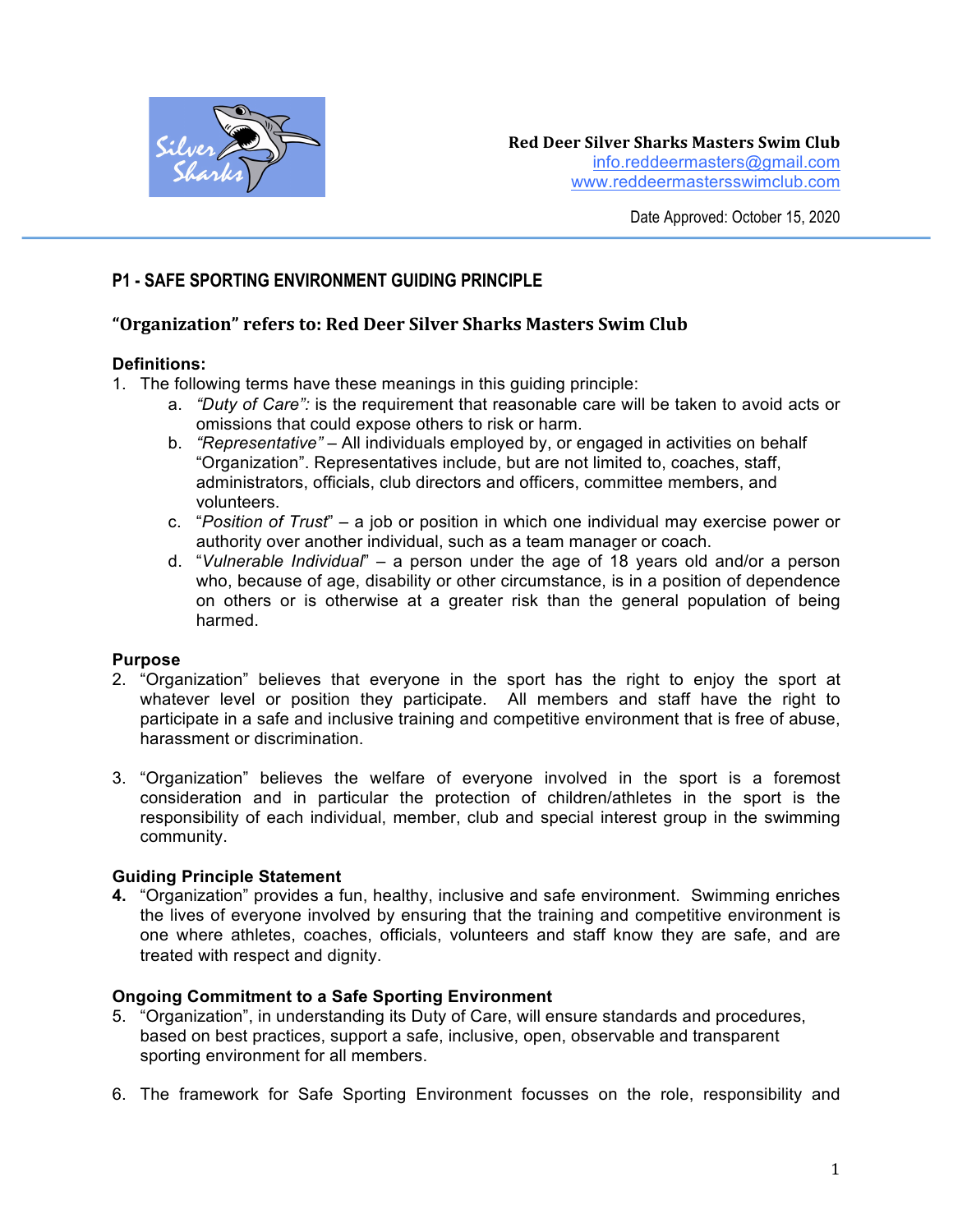**Red Deer Silver Sharks Masters Swim Club**
info.reddeermasters@gmail.com
www.reddeermastersswimclub.com

Date Approved: October 15, 2020

## P1 - SAFE SPORTING ENVIRONMENT GUIDING PRINCIPLE

### "Organization" refers to: Red Deer Silver Sharks Masters Swim Club

**Definitions:**

1. The following terms have these meanings in this guiding principle:
   a. *"Duty of Care":* is the requirement that reasonable care will be taken to avoid acts or omissions that could expose others to risk or harm.
   b. *"Representative"* – All individuals employed by, or engaged in activities on behalf "Organization". Representatives include, but are not limited to, coaches, staff, administrators, officials, club directors and officers, committee members, and volunteers.
   c. "*Position of Trust*" – a job or position in which one individual may exercise power or authority over another individual, such as a team manager or coach.
   d. "*Vulnerable Individual*" – a person under the age of 18 years old and/or a person who, because of age, disability or other circumstance, is in a position of dependence on others or is otherwise at a greater risk than the general population of being harmed.

**Purpose**

2. "Organization" believes that everyone in the sport has the right to enjoy the sport at whatever level or position they participate. All members and staff have the right to participate in a safe and inclusive training and competitive environment that is free of abuse, harassment or discrimination.

3. "Organization" believes the welfare of everyone involved in the sport is a foremost consideration and in particular the protection of children/athletes in the sport is the responsibility of each individual, member, club and special interest group in the swimming community.

**Guiding Principle Statement**

4. "Organization" provides a fun, healthy, inclusive and safe environment. Swimming enriches the lives of everyone involved by ensuring that the training and competitive environment is one where athletes, coaches, officials, volunteers and staff know they are safe, and are treated with respect and dignity.

**Ongoing Commitment to a Safe Sporting Environment**

5. "Organization", in understanding its Duty of Care, will ensure standards and procedures, based on best practices, support a safe, inclusive, open, observable and transparent sporting environment for all members.

6. The framework for Safe Sporting Environment focusses on the role, responsibility and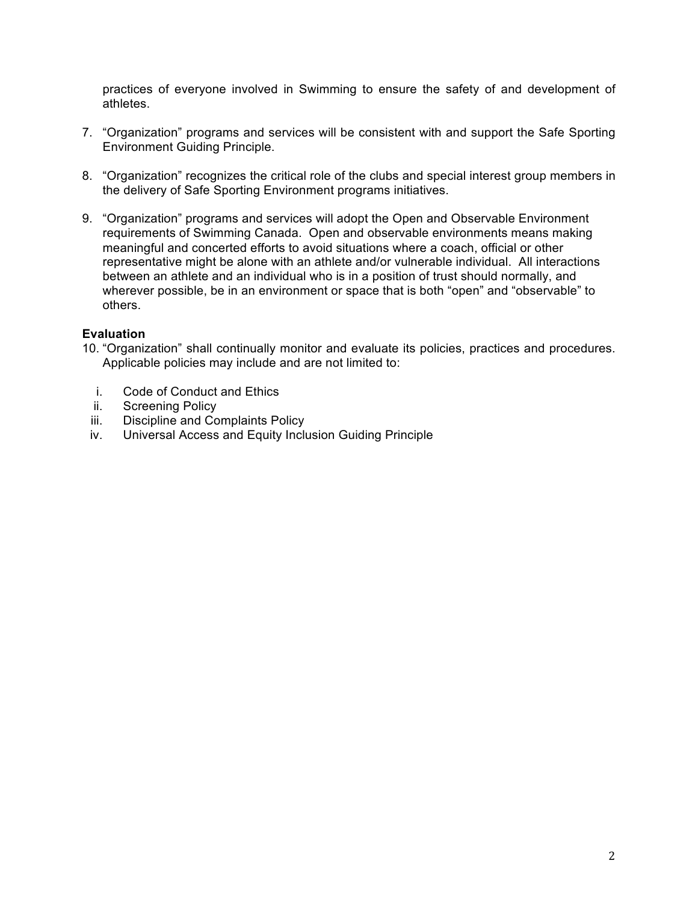practices of everyone involved in Swimming to ensure the safety of and development of athletes.

7. "Organization" programs and services will be consistent with and support the Safe Sporting Environment Guiding Principle.

8. "Organization" recognizes the critical role of the clubs and special interest group members in the delivery of Safe Sporting Environment programs initiatives.

9. "Organization" programs and services will adopt the Open and Observable Environment requirements of Swimming Canada. Open and observable environments means making meaningful and concerted efforts to avoid situations where a coach, official or other representative might be alone with an athlete and/or vulnerable individual. All interactions between an athlete and an individual who is in a position of trust should normally, and wherever possible, be in an environment or space that is both "open" and "observable" to others.

**Evaluation**

10. "Organization" shall continually monitor and evaluate its policies, practices and procedures. Applicable policies may include and are not limited to:

    i. Code of Conduct and Ethics
    ii. Screening Policy
    iii. Discipline and Complaints Policy
    iv. Universal Access and Equity Inclusion Guiding Principle